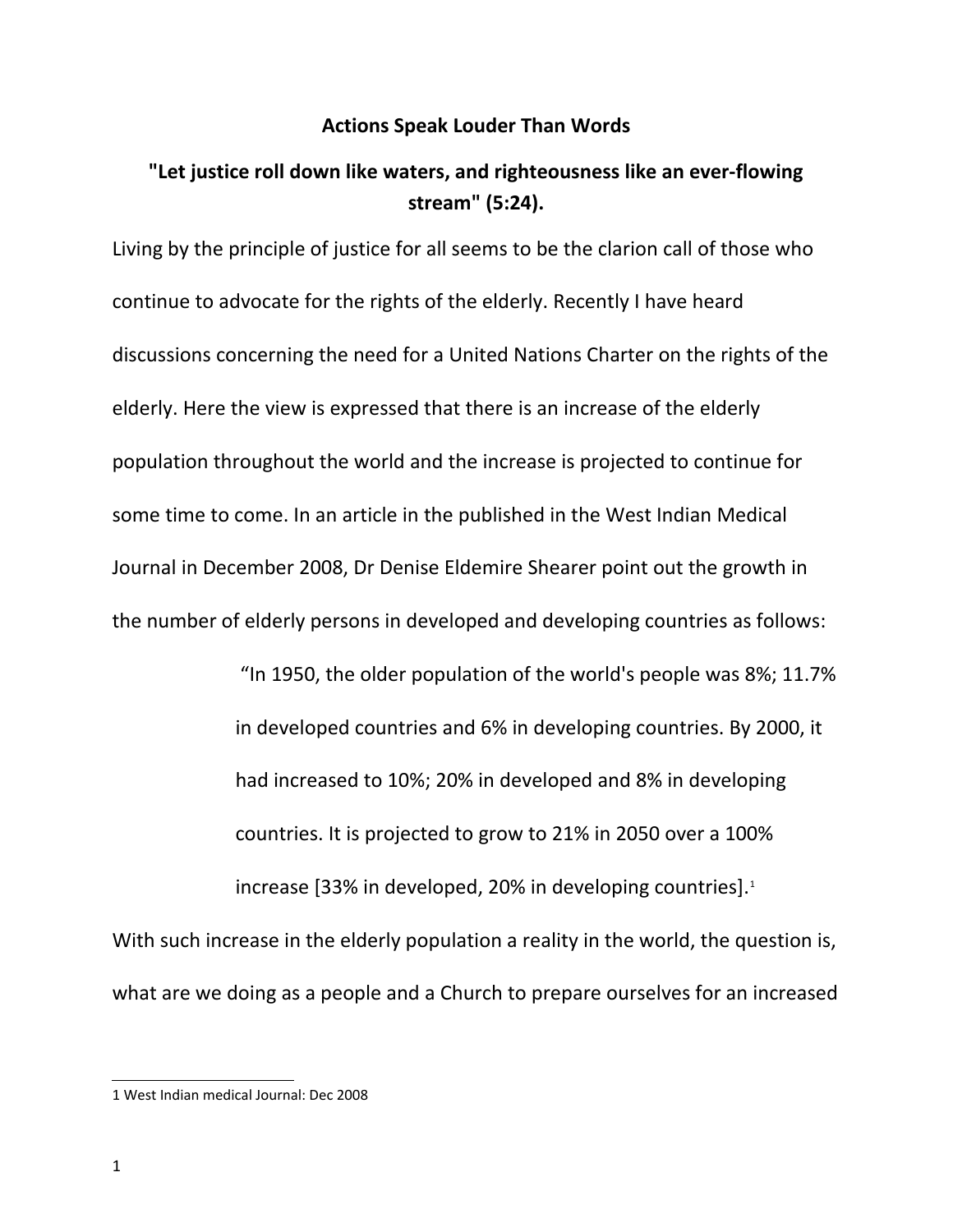**Actions Speak Louder Than Words**

**"Let justice roll down like waters, and righteousness like an ever-flowing stream" (5:24).**

Living by the principle of justice for all seems to be the clarion call of those who continue to advocate for the rights of the elderly. Recently I have heard discussions concerning the need for a United Nations Charter on the rights of the elderly. Here the view is expressed that there is an increase of the elderly population throughout the world and the increase is projected to continue for some time to come. In an article in the published in the West Indian Medical Journal in December 2008, Dr Denise Eldemire Shearer point out the growth in the number of elderly persons in developed and developing countries as follows:

> "In 1950, the older population of the world's people was 8%; 11.7% in developed countries and 6% in developing countries. By 2000, it had increased to 10%; 20% in developed and 8% in developing countries. It is projected to grow to 21% in 2050 over a 100% increase [33% in developed, 20% in developing countries].[1]

With such increase in the elderly population a reality in the world, the question is, what are we doing as a people and a Church to prepare ourselves for an increased

---

1 West Indian medical Journal: Dec 2008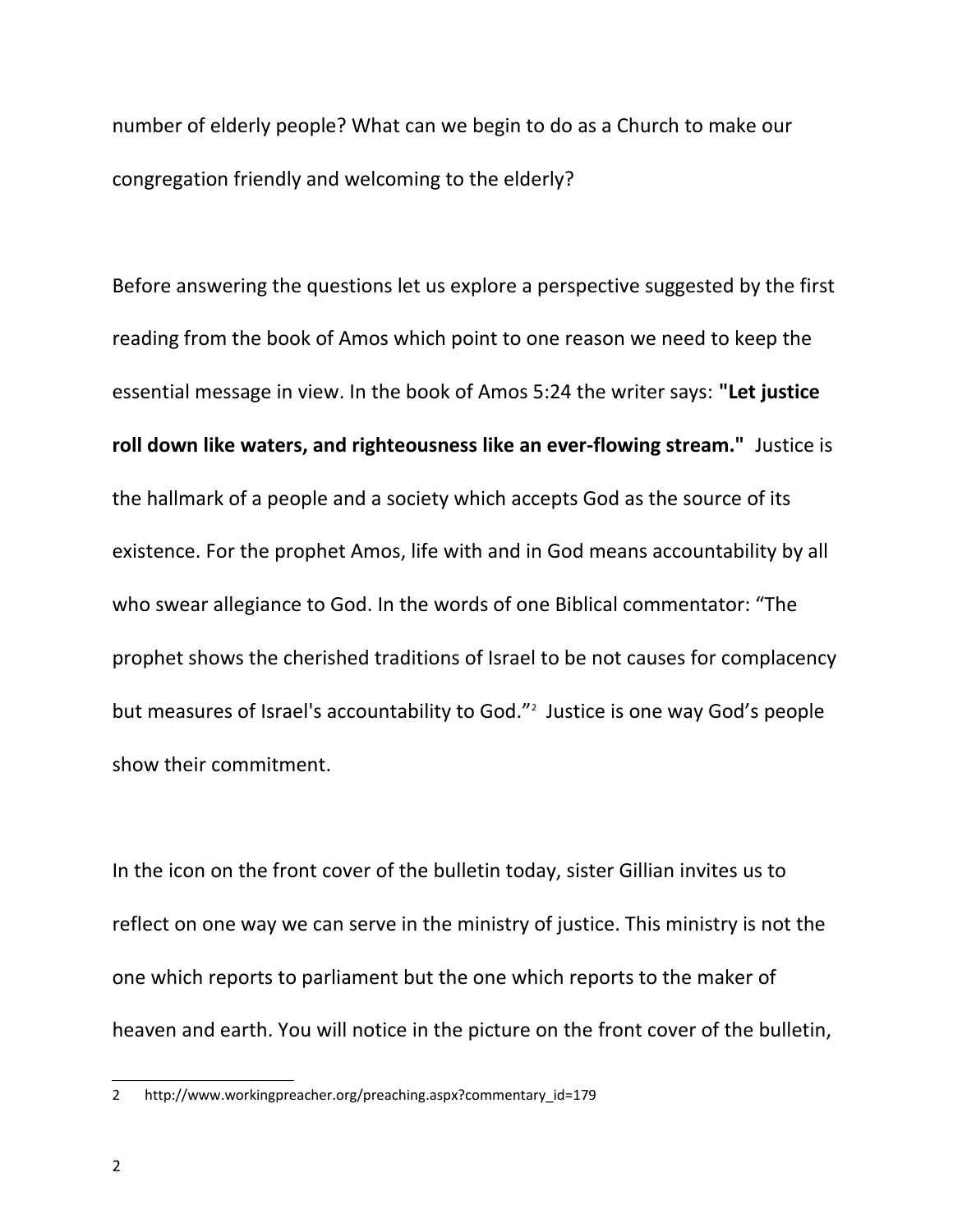number of elderly people? What can we begin to do as a Church to make our congregation friendly and welcoming to the elderly?

Before answering the questions let us explore a perspective suggested by the first reading from the book of Amos which point to one reason we need to keep the essential message in view. In the book of Amos 5:24 the writer says: **"Let justice roll down like waters, and righteousness like an ever-flowing stream."** Justice is the hallmark of a people and a society which accepts God as the source of its existence. For the prophet Amos, life with and in God means accountability by all who swear allegiance to God. In the words of one Biblical commentator: "The prophet shows the cherished traditions of Israel to be not causes for complacency but measures of Israel's accountability to God."[2] Justice is one way God's people show their commitment.

In the icon on the front cover of the bulletin today, sister Gillian invites us to reflect on one way we can serve in the ministry of justice. This ministry is not the one which reports to parliament but the one which reports to the maker of heaven and earth. You will notice in the picture on the front cover of the bulletin,

---

2 http://www.workingpreacher.org/preaching.aspx?commentary_id=179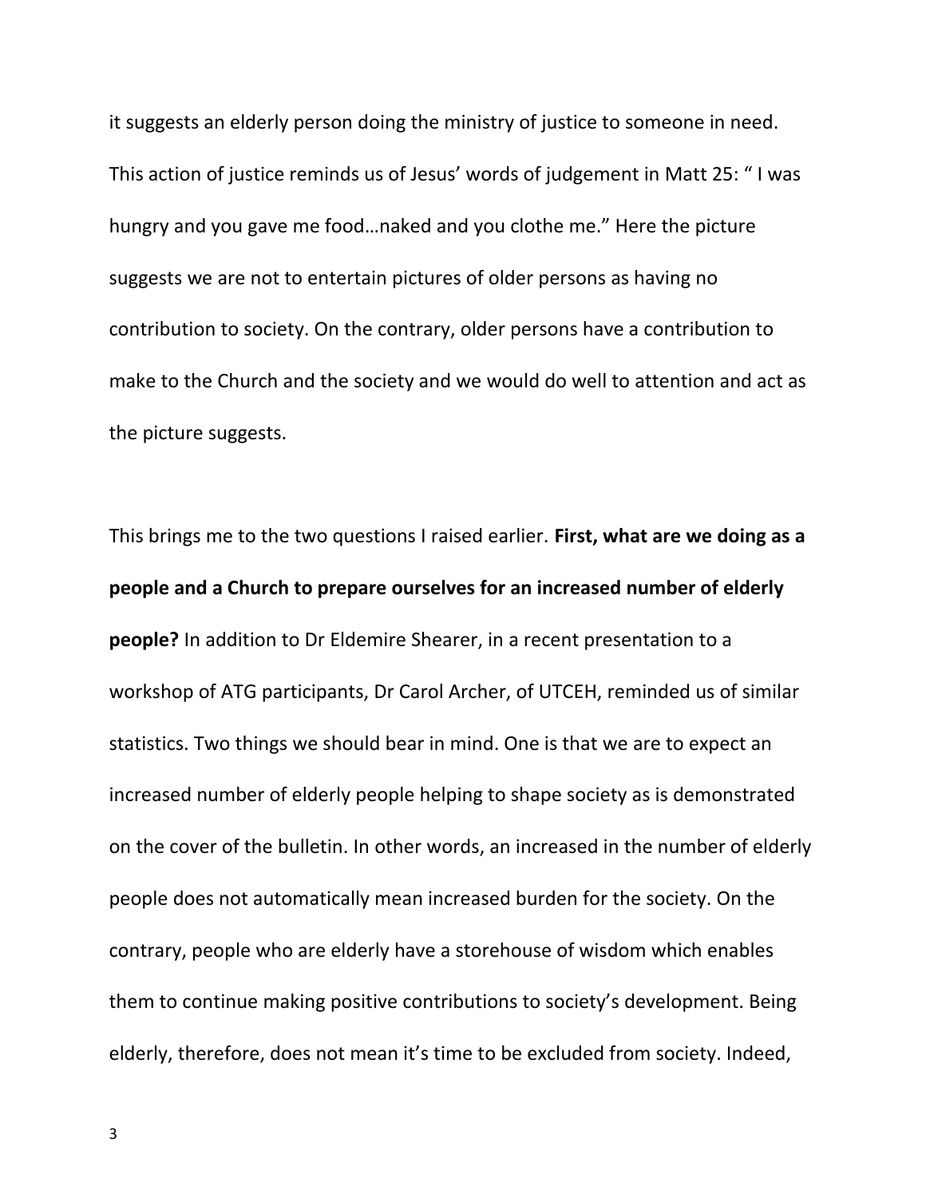it suggests an elderly person doing the ministry of justice to someone in need. This action of justice reminds us of Jesus' words of judgement in Matt 25: " I was hungry and you gave me food…naked and you clothe me." Here the picture suggests we are not to entertain pictures of older persons as having no contribution to society. On the contrary, older persons have a contribution to make to the Church and the society and we would do well to attention and act as the picture suggests.

This brings me to the two questions I raised earlier. **First, what are we doing as a people and a Church to prepare ourselves for an increased number of elderly people?** In addition to Dr Eldemire Shearer, in a recent presentation to a workshop of ATG participants, Dr Carol Archer, of UTCEH, reminded us of similar statistics. Two things we should bear in mind. One is that we are to expect an increased number of elderly people helping to shape society as is demonstrated on the cover of the bulletin. In other words, an increased in the number of elderly people does not automatically mean increased burden for the society. On the contrary, people who are elderly have a storehouse of wisdom which enables them to continue making positive contributions to society's development. Being elderly, therefore, does not mean it's time to be excluded from society. Indeed,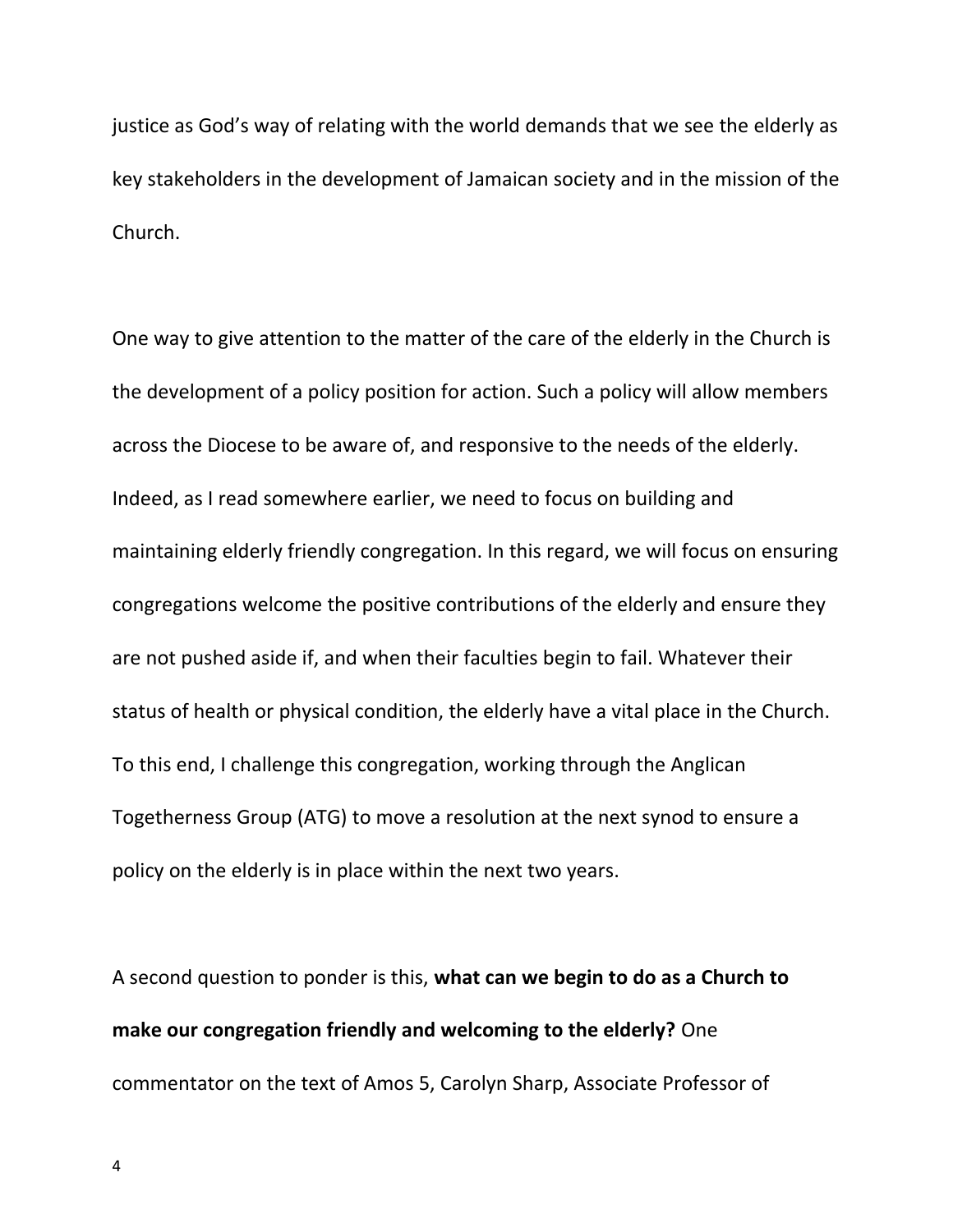justice as God's way of relating with the world demands that we see the elderly as key stakeholders in the development of Jamaican society and in the mission of the Church.

One way to give attention to the matter of the care of the elderly in the Church is the development of a policy position for action. Such a policy will allow members across the Diocese to be aware of, and responsive to the needs of the elderly. Indeed, as I read somewhere earlier, we need to focus on building and maintaining elderly friendly congregation. In this regard, we will focus on ensuring congregations welcome the positive contributions of the elderly and ensure they are not pushed aside if, and when their faculties begin to fail. Whatever their status of health or physical condition, the elderly have a vital place in the Church. To this end, I challenge this congregation, working through the Anglican Togetherness Group (ATG) to move a resolution at the next synod to ensure a policy on the elderly is in place within the next two years.

A second question to ponder is this, **what can we begin to do as a Church to make our congregation friendly and welcoming to the elderly?** One commentator on the text of Amos 5, Carolyn Sharp, Associate Professor of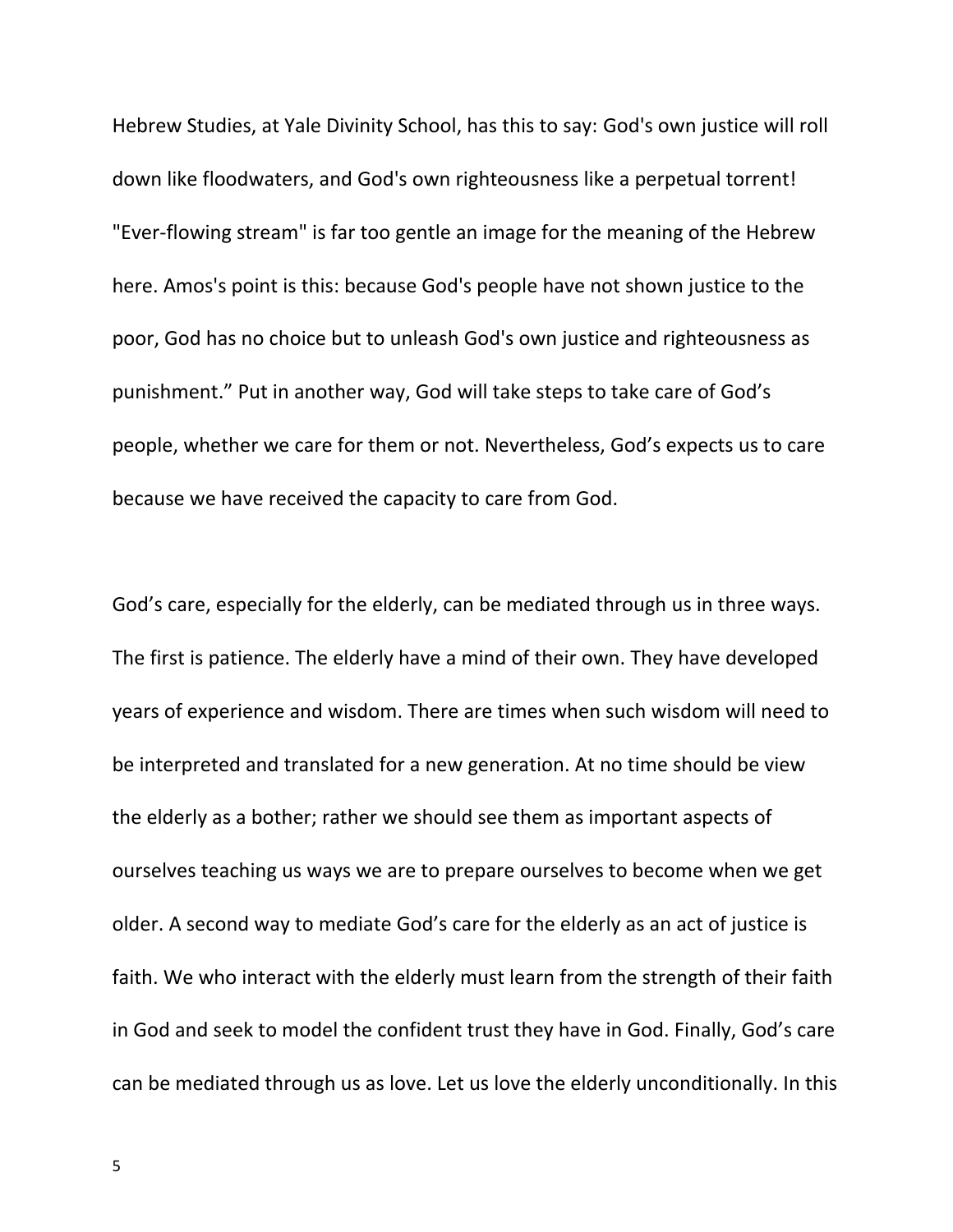Hebrew Studies, at Yale Divinity School, has this to say: God's own justice will roll down like floodwaters, and God's own righteousness like a perpetual torrent! "Ever-flowing stream" is far too gentle an image for the meaning of the Hebrew here. Amos's point is this: because God's people have not shown justice to the poor, God has no choice but to unleash God's own justice and righteousness as punishment.” Put in another way, God will take steps to take care of God’s people, whether we care for them or not. Nevertheless, God’s expects us to care because we have received the capacity to care from God.

God’s care, especially for the elderly, can be mediated through us in three ways. The first is patience. The elderly have a mind of their own. They have developed years of experience and wisdom. There are times when such wisdom will need to be interpreted and translated for a new generation. At no time should be view the elderly as a bother; rather we should see them as important aspects of ourselves teaching us ways we are to prepare ourselves to become when we get older. A second way to mediate God’s care for the elderly as an act of justice is faith. We who interact with the elderly must learn from the strength of their faith in God and seek to model the confident trust they have in God. Finally, God’s care can be mediated through us as love. Let us love the elderly unconditionally. In this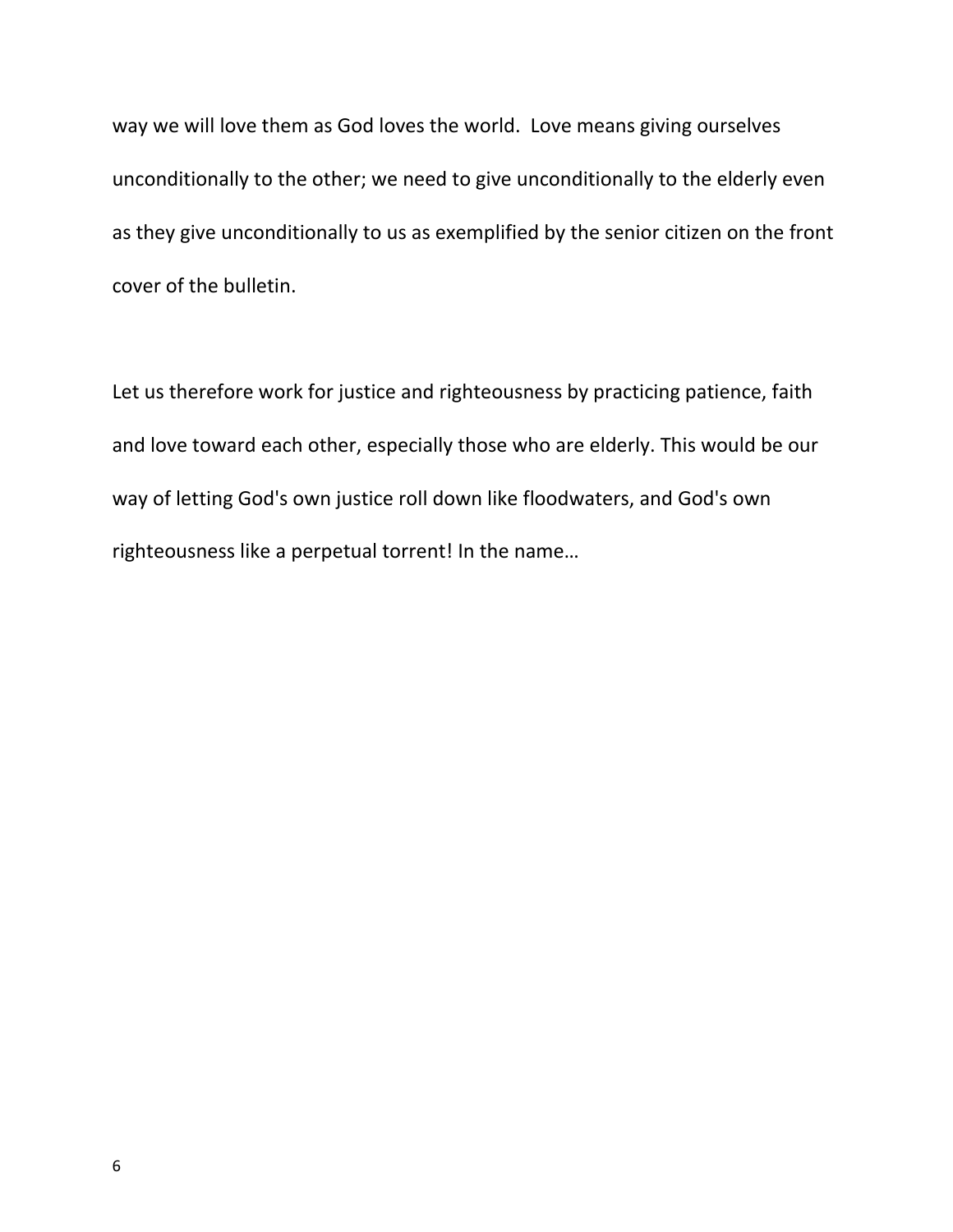way we will love them as God loves the world.  Love means giving ourselves unconditionally to the other; we need to give unconditionally to the elderly even as they give unconditionally to us as exemplified by the senior citizen on the front cover of the bulletin.

Let us therefore work for justice and righteousness by practicing patience, faith and love toward each other, especially those who are elderly. This would be our way of letting God's own justice roll down like floodwaters, and God's own righteousness like a perpetual torrent! In the name…